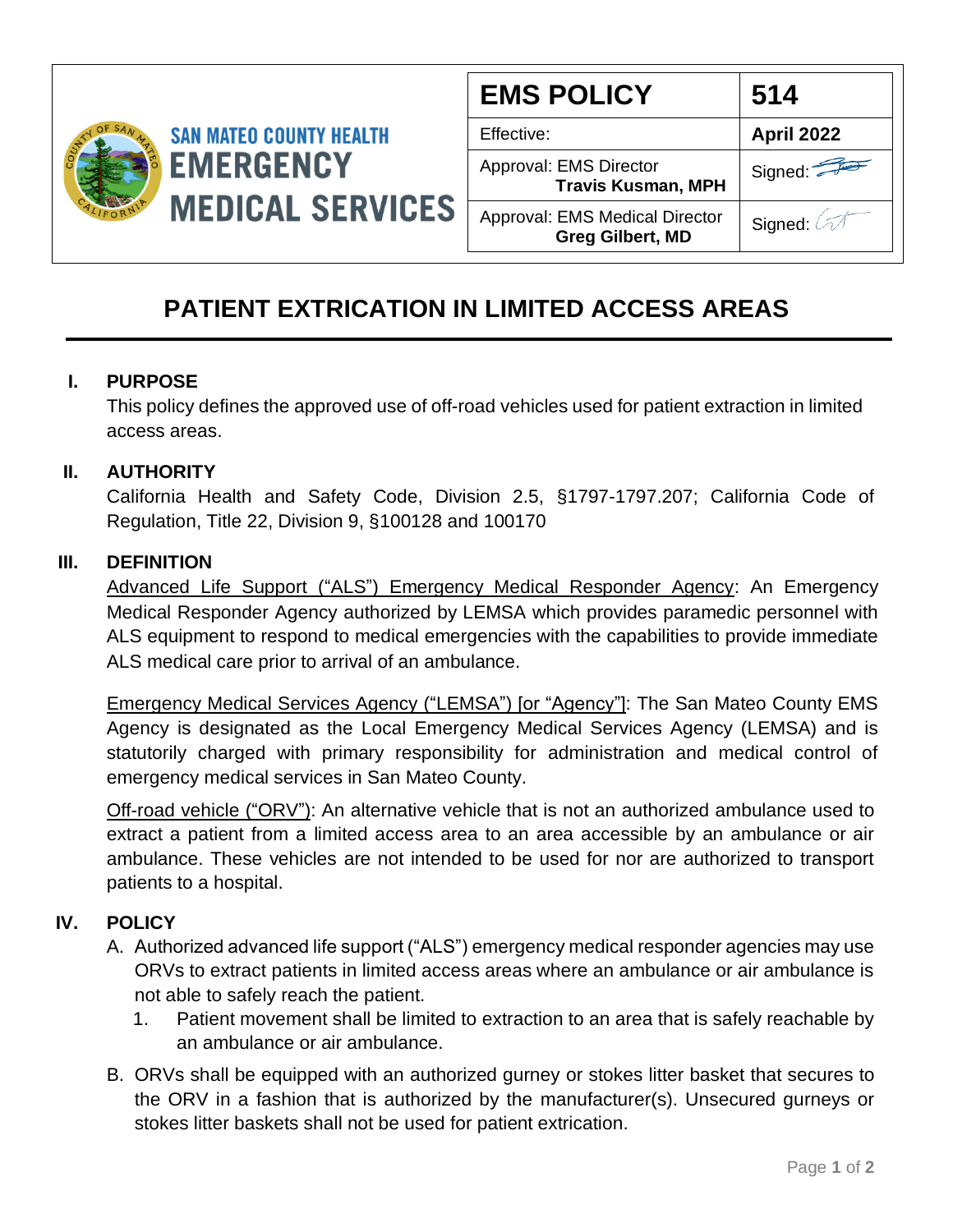SAN MATEO COUNTY HEALTH
**EMERGENCY MEDICAL SERVICES**

| **EMS POLICY** | **514** |
|---|---|
| Effective: | **April 2022** |
| Approval: EMS Director **Travis Kusman, MPH** | Signed: |
| Approval: EMS Medical Director **Greg Gilbert, MD** | Signed: |

# PATIENT EXTRICATION IN LIMITED ACCESS AREAS

## I. PURPOSE

This policy defines the approved use of off-road vehicles used for patient extraction in limited access areas.

## II. AUTHORITY

California Health and Safety Code, Division 2.5, §1797-1797.207; California Code of Regulation, Title 22, Division 9, §100128 and 100170

## III. DEFINITION

Advanced Life Support ("ALS") Emergency Medical Responder Agency: An Emergency Medical Responder Agency authorized by LEMSA which provides paramedic personnel with ALS equipment to respond to medical emergencies with the capabilities to provide immediate ALS medical care prior to arrival of an ambulance.

Emergency Medical Services Agency ("LEMSA") [or "Agency"]: The San Mateo County EMS Agency is designated as the Local Emergency Medical Services Agency (LEMSA) and is statutorily charged with primary responsibility for administration and medical control of emergency medical services in San Mateo County.

Off-road vehicle ("ORV"): An alternative vehicle that is not an authorized ambulance used to extract a patient from a limited access area to an area accessible by an ambulance or air ambulance. These vehicles are not intended to be used for nor are authorized to transport patients to a hospital.

## IV. POLICY

A. Authorized advanced life support ("ALS") emergency medical responder agencies may use ORVs to extract patients in limited access areas where an ambulance or air ambulance is not able to safely reach the patient.
   1. Patient movement shall be limited to extraction to an area that is safely reachable by an ambulance or air ambulance.

B. ORVs shall be equipped with an authorized gurney or stokes litter basket that secures to the ORV in a fashion that is authorized by the manufacturer(s). Unsecured gurneys or stokes litter baskets shall not be used for patient extrication.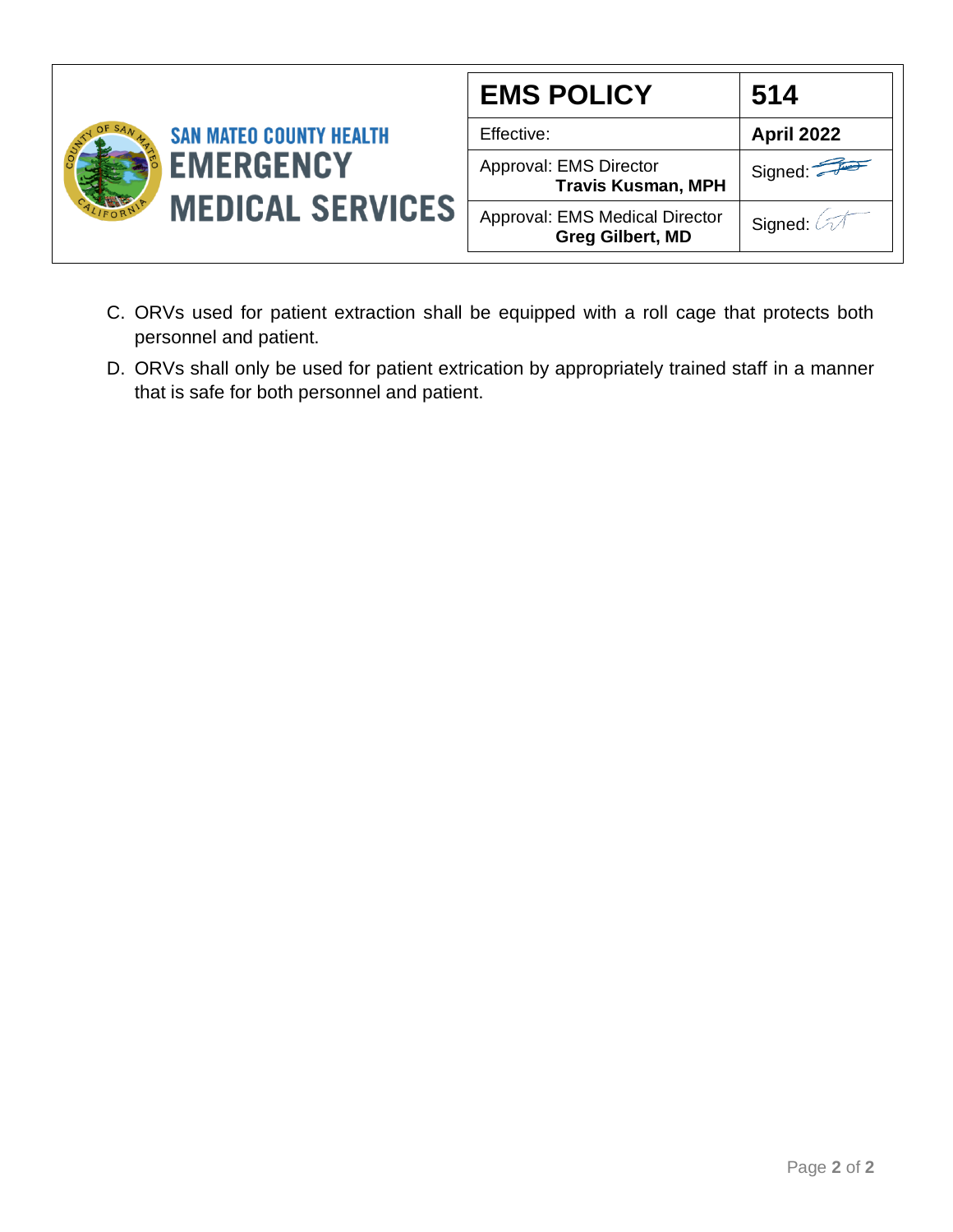C. ORVs used for patient extraction shall be equipped with a roll cage that protects both personnel and patient.

D. ORVs shall only be used for patient extrication by appropriately trained staff in a manner that is safe for both personnel and patient.